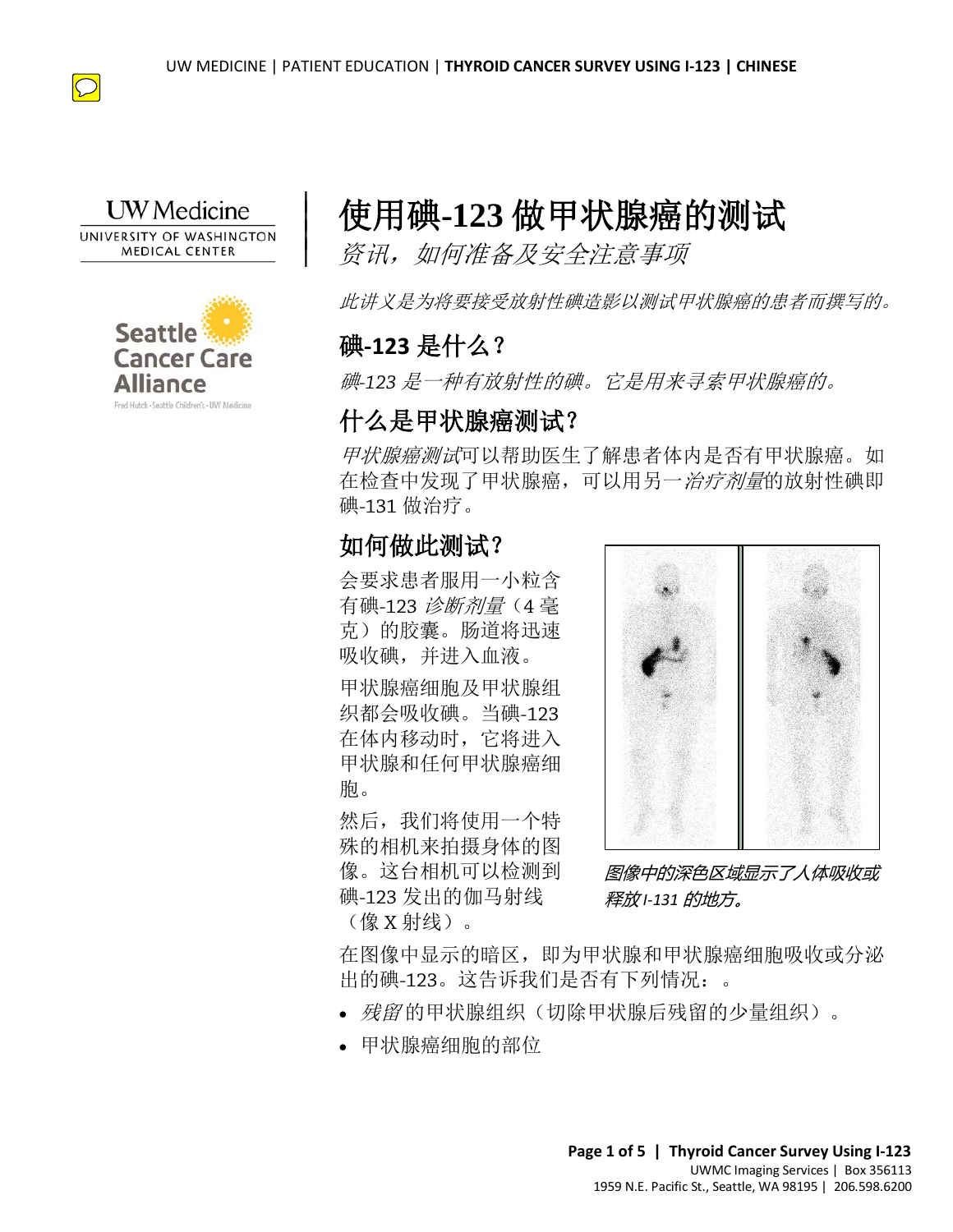# 使用碘-123 做甲状腺癌的测试

*资讯，如何准备及安全注意事项*

*此讲义是为将要接受放射性碘造影以测试甲状腺癌的患者而撰写的。*

## 碘-123 是什么？

*碘-123 是一种有放射性的碘。它是用来寻索甲状腺癌的。*

## 什么是甲状腺癌测试？

*甲状腺癌测试*可以帮助医生了解患者体内是否有甲状腺癌。如在检查中发现了甲状腺癌，可以用另一*治疗剂量*的放射性碘即碘-131 做治疗。

## 如何做此测试？

会要求患者服用一小粒含有碘-123 *诊断剂量*（4 毫克）的胶囊。肠道将迅速吸收碘，并进入血液。

甲状腺癌细胞及甲状腺组织都会吸收碘。当碘-123 在体内移动时，它将进入甲状腺和任何甲状腺癌细胞。

然后，我们将使用一个特殊的相机来拍摄身体的图像。这台相机可以检测到碘-123 发出的伽马射线（像 X 射线）。

*图像中的深色区域显示了人体吸收或释放 I-131 的地方。*

在图像中显示的暗区，即为甲状腺和甲状腺癌细胞吸收或分泌出的碘-123。这告诉我们是否有下列情况：。

- *残留* 的甲状腺组织（切除甲状腺后残留的少量组织）。
- 甲状腺癌细胞的部位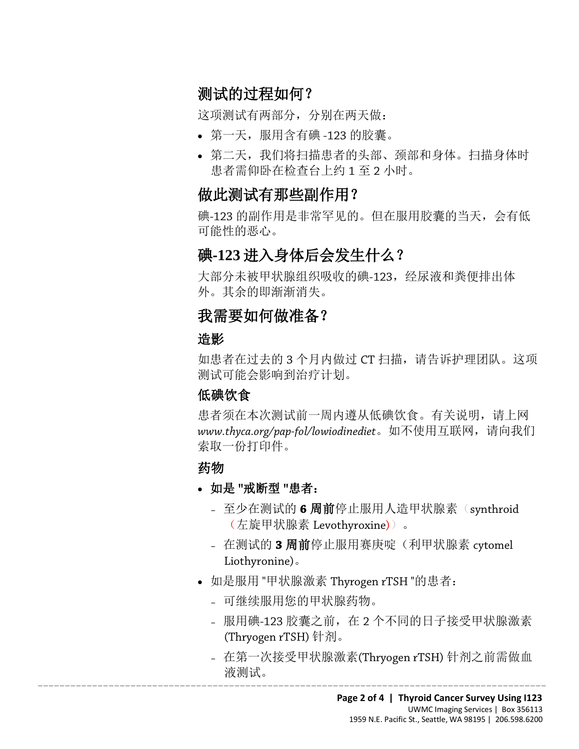## 测试的过程如何？

这项测试有两部分，分别在两天做：

- 第一天，服用含有碘 -123 的胶囊。
- 第二天，我们将扫描患者的头部、颈部和身体。扫描身体时患者需仰卧在检查台上约 1 至 2 小时。

## 做此测试有那些副作用？

碘-123 的副作用是非常罕见的。但在服用胶囊的当天，会有低可能性的恶心。

## 碘-123 进入身体后会发生什么？

大部分未被甲状腺组织吸收的碘-123，经尿液和粪便排出体外。其余的即渐渐消失。

## 我需要如何做准备？

### 造影

如患者在过去的 3 个月内做过 CT 扫描，请告诉护理团队。这项测试可能会影响到治疗计划。

### 低碘饮食

患者须在本次测试前一周内遵从低碘饮食。有关说明，请上网 *www.thyca.org/pap-fol/lowiodinediet*。如不使用互联网，请向我们索取一份打印件。

### 药物

- **如是 "戒断型 "患者：**
  - 至少在测试的 **6 周前**停止服用人造甲状腺素（synthroid（左旋甲状腺素 Levothyroxine））。
  - 在测试的 **3 周前**停止服用赛庚啶（利甲状腺素 cytomel Liothyronine)。
- 如是服用 "甲状腺激素 Thyrogen rTSH "的患者：
  - 可继续服用您的甲状腺药物。
  - 服用碘-123 胶囊之前，在 2 个不同的日子接受甲状腺激素 (Thryogen rTSH) 针剂。
  - 在第一次接受甲状腺激素(Thryogen rTSH) 针剂之前需做血液测试。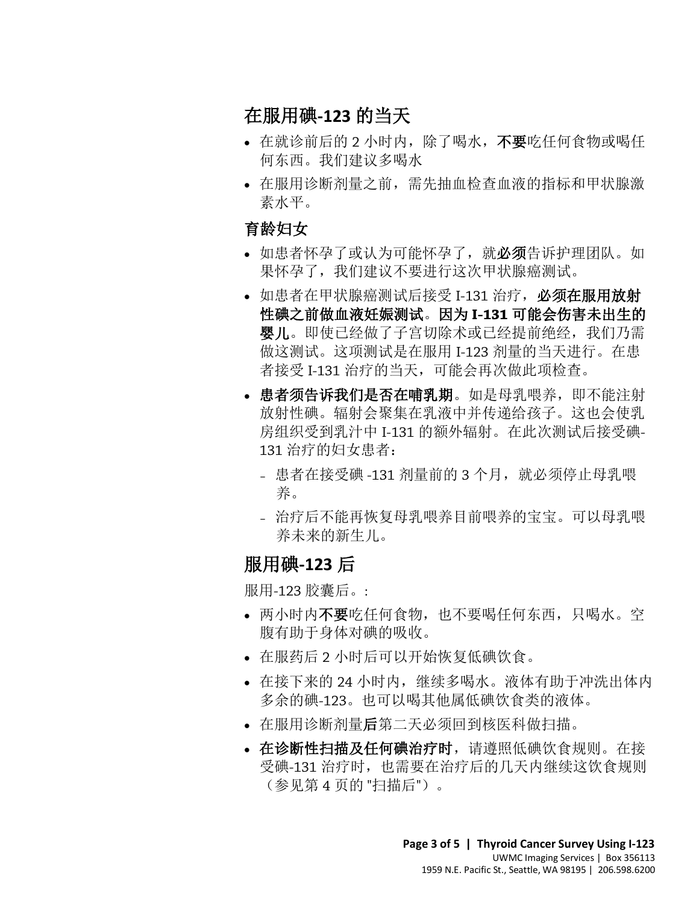## 在服用碘-123 的当天

- 在就诊前后的 2 小时内，除了喝水，**不要**吃任何食物或喝任何东西。我们建议多喝水
- 在服用诊断剂量之前，需先抽血检查血液的指标和甲状腺激素水平。

### 育龄妇女

- 如患者怀孕了或认为可能怀孕了，就**必须**告诉护理团队。如果怀孕了，我们建议不要进行这次甲状腺癌测试。
- 如患者在甲状腺癌测试后接受 I-131 治疗，**必须在服用放射性碘之前做血液妊娠测试**。**因为 I-131 可能会伤害未出生的婴儿**。即使已经做了子宫切除术或已经提前绝经，我们乃需做这测试。这项测试是在服用 I-123 剂量的当天进行。在患者接受 I-131 治疗的当天，可能会再次做此项检查。
- **患者须告诉我们是否在哺乳期**。如是母乳喂养，即不能注射放射性碘。辐射会聚集在乳液中并传递给孩子。这也会使乳房组织受到乳汁中 I-131 的额外辐射。在此次测试后接受碘-131 治疗的妇女患者：
  - 患者在接受碘 -131 剂量前的 3 个月，就必须停止母乳喂养。
  - 治疗后不能再恢复母乳喂养目前喂养的宝宝。可以母乳喂养未来的新生儿。

## 服用碘-123 后

服用-123 胶囊后。:

- 两小时内**不要**吃任何食物，也不要喝任何东西，只喝水。空腹有助于身体对碘的吸收。
- 在服药后 2 小时后可以开始恢复低碘饮食。
- 在接下来的 24 小时内，继续多喝水。液体有助于冲洗出体内多余的碘-123。也可以喝其他属低碘饮食类的液体。
- 在服用诊断剂量**后**第二天必须回到核医科做扫描。
- **在诊断性扫描及任何碘治疗时**，请遵照低碘饮食规则。在接受碘-131 治疗时，也需要在治疗后的几天内继续这饮食规则（参见第 4 页的 "扫描后"）。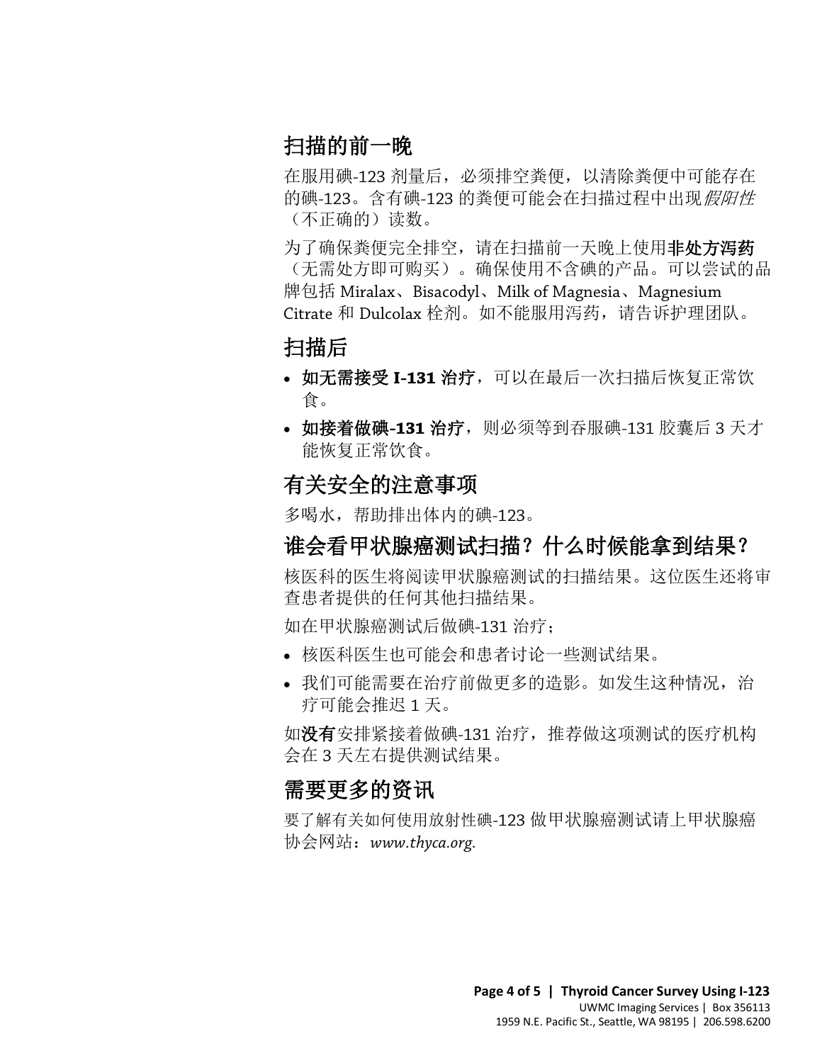## 扫描的前一晚

在服用碘-123 剂量后，必须排空粪便，以清除粪便中可能存在的碘-123。含有碘-123 的粪便可能会在扫描过程中出现*假阳性*（不正确的）读数。

为了确保粪便完全排空，请在扫描前一天晚上使用**非处方泻药**（无需处方即可购买）。确保使用不含碘的产品。可以尝试的品牌包括 Miralax、Bisacodyl、Milk of Magnesia、Magnesium Citrate 和 Dulcolax 栓剂。如不能服用泻药，请告诉护理团队。

## 扫描后

- **如无需接受 I-131 治疗**，可以在最后一次扫描后恢复正常饮食。
- **如接着做碘-131 治疗**，则必须等到吞服碘-131 胶囊后 3 天才能恢复正常饮食。

## 有关安全的注意事项

多喝水，帮助排出体内的碘-123。

## 谁会看甲状腺癌测试扫描？什么时候能拿到结果？

核医科的医生将阅读甲状腺癌测试的扫描结果。这位医生还将审查患者提供的任何其他扫描结果。

如在甲状腺癌测试后做碘-131 治疗；

- 核医科医生也可能会和患者讨论一些测试结果。
- 我们可能需要在治疗前做更多的造影。如发生这种情况，治疗可能会推迟 1 天。

如**没有**安排紧接着做碘-131 治疗，推荐做这项测试的医疗机构会在 3 天左右提供测试结果。

## 需要更多的资讯

要了解有关如何使用放射性碘-123 做甲状腺癌测试请上甲状腺癌协会网站：*www.thyca.org.*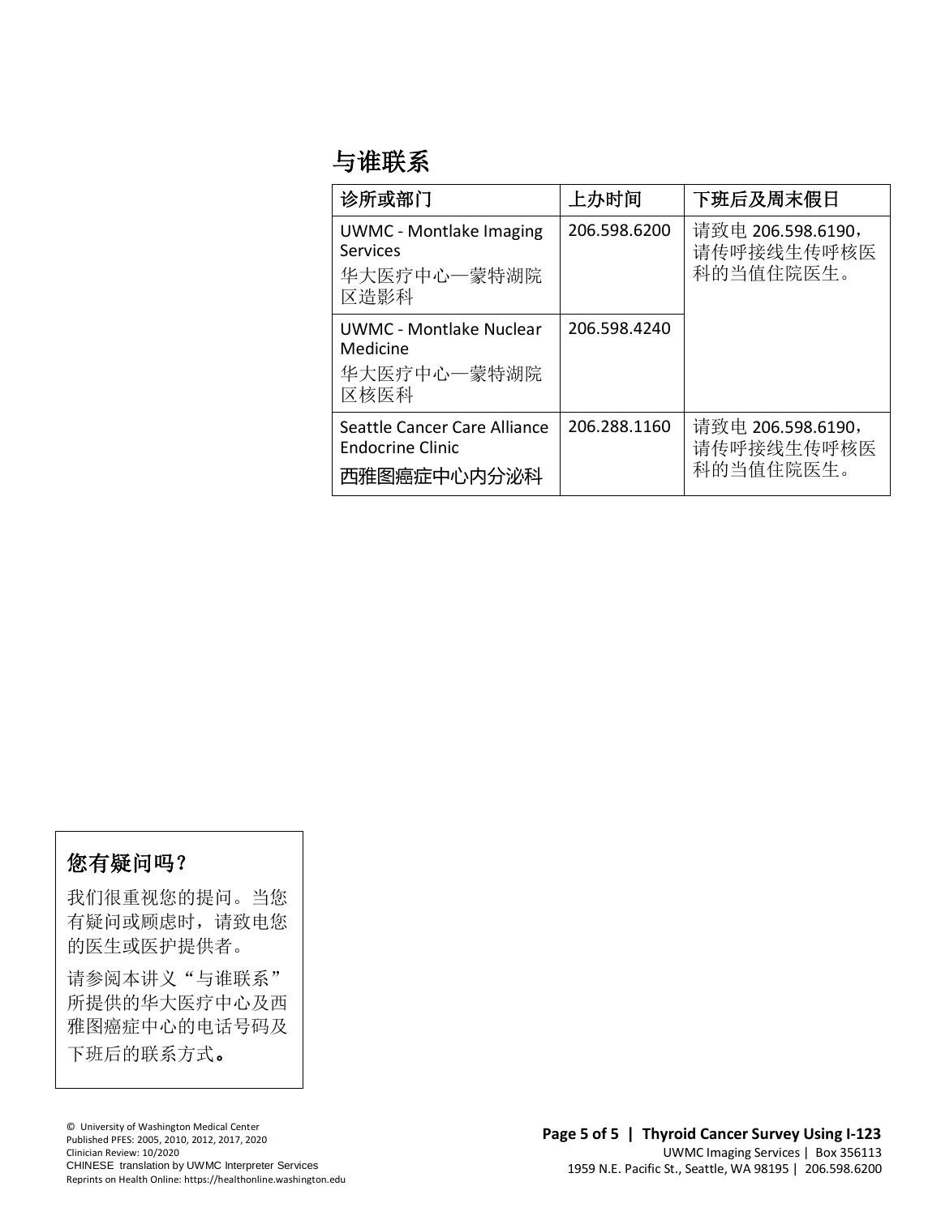## 与谁联系

| 诊所或部门 | 上办时间 | 下班后及周末假日 |
|---|---|---|
| UWMC - Montlake Imaging Services<br>华大医疗中心—蒙特湖院区造影科 | 206.598.6200 | 请致电 206.598.6190，请传呼接线生传呼核医科的当值住院医生。 |
| UWMC - Montlake Nuclear Medicine<br>华大医疗中心—蒙特湖院区核医科 | 206.598.4240 | |
| Seattle Cancer Care Alliance Endocrine Clinic<br>西雅图癌症中心内分泌科 | 206.288.1160 | 请致电 206.598.6190，请传呼接线生传呼核医科的当值住院医生。 |

### 您有疑问吗？

我们很重视您的提问。当您有疑问或顾虑时，请致电您的医生或医护提供者。

请参阅本讲义“与谁联系”所提供的华大医疗中心及西雅图癌症中心的电话号码及下班后的联系方式。

© University of Washington Medical Center
Published PFES: 2005, 2010, 2012, 2017, 2020
Clinician Review: 10/2020
CHINESE translation by UWMC Interpreter Services
Reprints on Health Online: https://healthonline.washington.edu

**Thyroid Cancer Survey Using I-123**
UWMC Imaging Services | Box 356113
1959 N.E. Pacific St., Seattle, WA 98195 | 206.598.6200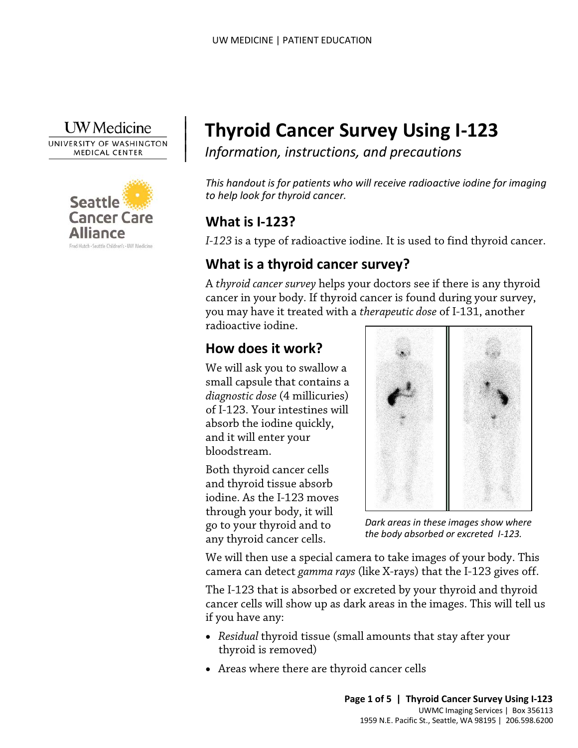# Thyroid Cancer Survey Using I-123

*Information, instructions, and precautions*

*This handout is for patients who will receive radioactive iodine for imaging to help look for thyroid cancer.*

## What is I-123?

*I-123* is a type of radioactive iodine. It is used to find thyroid cancer.

## What is a thyroid cancer survey?

A *thyroid cancer survey* helps your doctors see if there is any thyroid cancer in your body. If thyroid cancer is found during your survey, you may have it treated with a *therapeutic dose* of I-131, another radioactive iodine.

## How does it work?

We will ask you to swallow a small capsule that contains a *diagnostic dose* (4 millicuries) of I-123. Your intestines will absorb the iodine quickly, and it will enter your bloodstream.

Both thyroid cancer cells and thyroid tissue absorb iodine. As the I-123 moves through your body, it will go to your thyroid and to any thyroid cancer cells.

*Dark areas in these images show where the body absorbed or excreted I-123.*

We will then use a special camera to take images of your body. This camera can detect *gamma rays* (like X-rays) that the I-123 gives off.

The I-123 that is absorbed or excreted by your thyroid and thyroid cancer cells will show up as dark areas in the images. This will tell us if you have any:

- *Residual* thyroid tissue (small amounts that stay after your thyroid is removed)
- Areas where there are thyroid cancer cells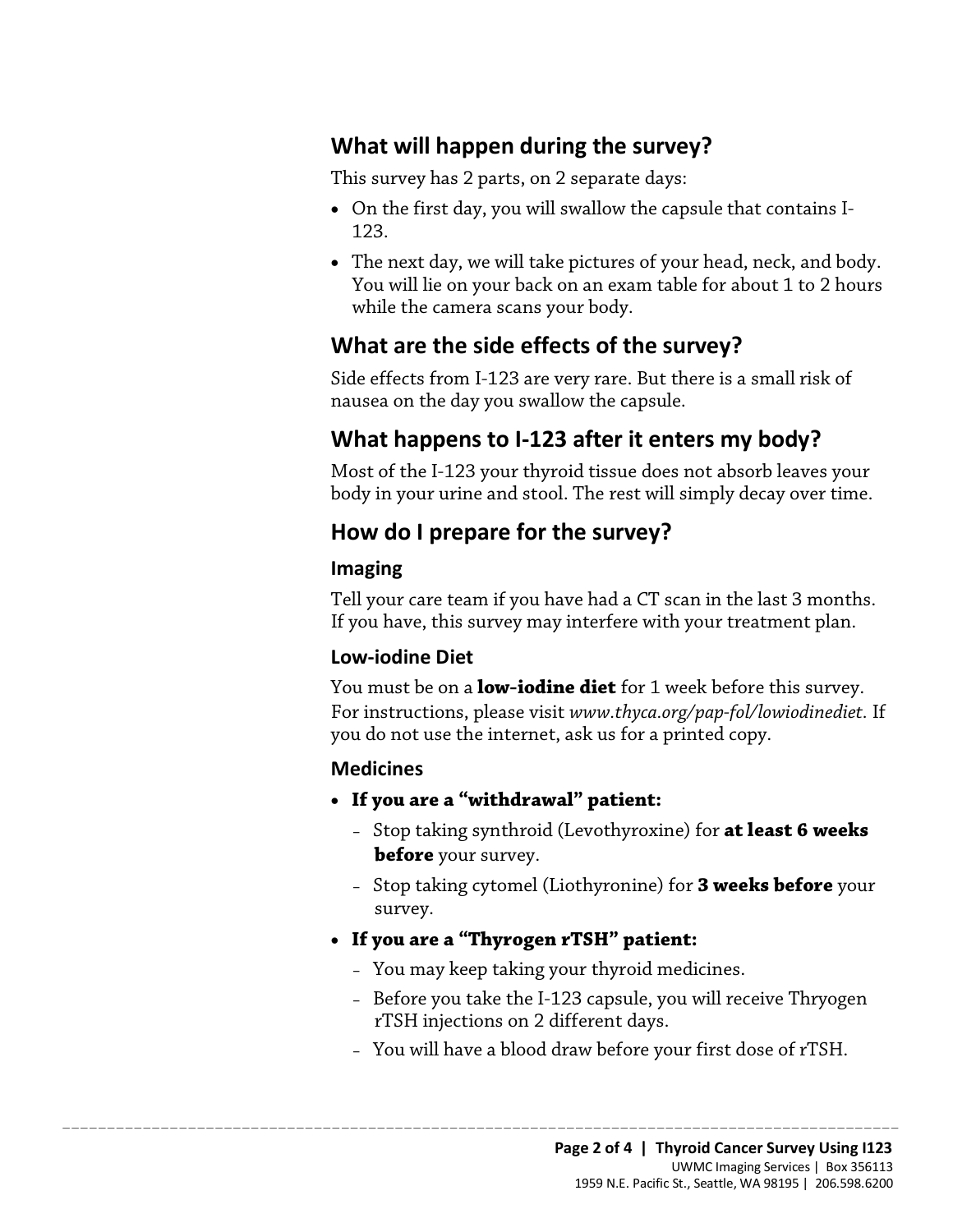## What will happen during the survey?

This survey has 2 parts, on 2 separate days:

- On the first day, you will swallow the capsule that contains I-123.
- The next day, we will take pictures of your head, neck, and body. You will lie on your back on an exam table for about 1 to 2 hours while the camera scans your body.

## What are the side effects of the survey?

Side effects from I-123 are very rare. But there is a small risk of nausea on the day you swallow the capsule.

## What happens to I-123 after it enters my body?

Most of the I-123 your thyroid tissue does not absorb leaves your body in your urine and stool. The rest will simply decay over time.

## How do I prepare for the survey?

### Imaging

Tell your care team if you have had a CT scan in the last 3 months. If you have, this survey may interfere with your treatment plan.

### Low-iodine Diet

You must be on a **low-iodine diet** for 1 week before this survey. For instructions, please visit *www.thyca.org/pap-fol/lowiodinediet*. If you do not use the internet, ask us for a printed copy.

### Medicines

- **If you are a "withdrawal" patient:**
  - Stop taking synthroid (Levothyroxine) for **at least 6 weeks before** your survey.
  - Stop taking cytomel (Liothyronine) for **3 weeks before** your survey.
- **If you are a "Thyrogen rTSH" patient:**
  - You may keep taking your thyroid medicines.
  - Before you take the I-123 capsule, you will receive Thryogen rTSH injections on 2 different days.
  - You will have a blood draw before your first dose of rTSH.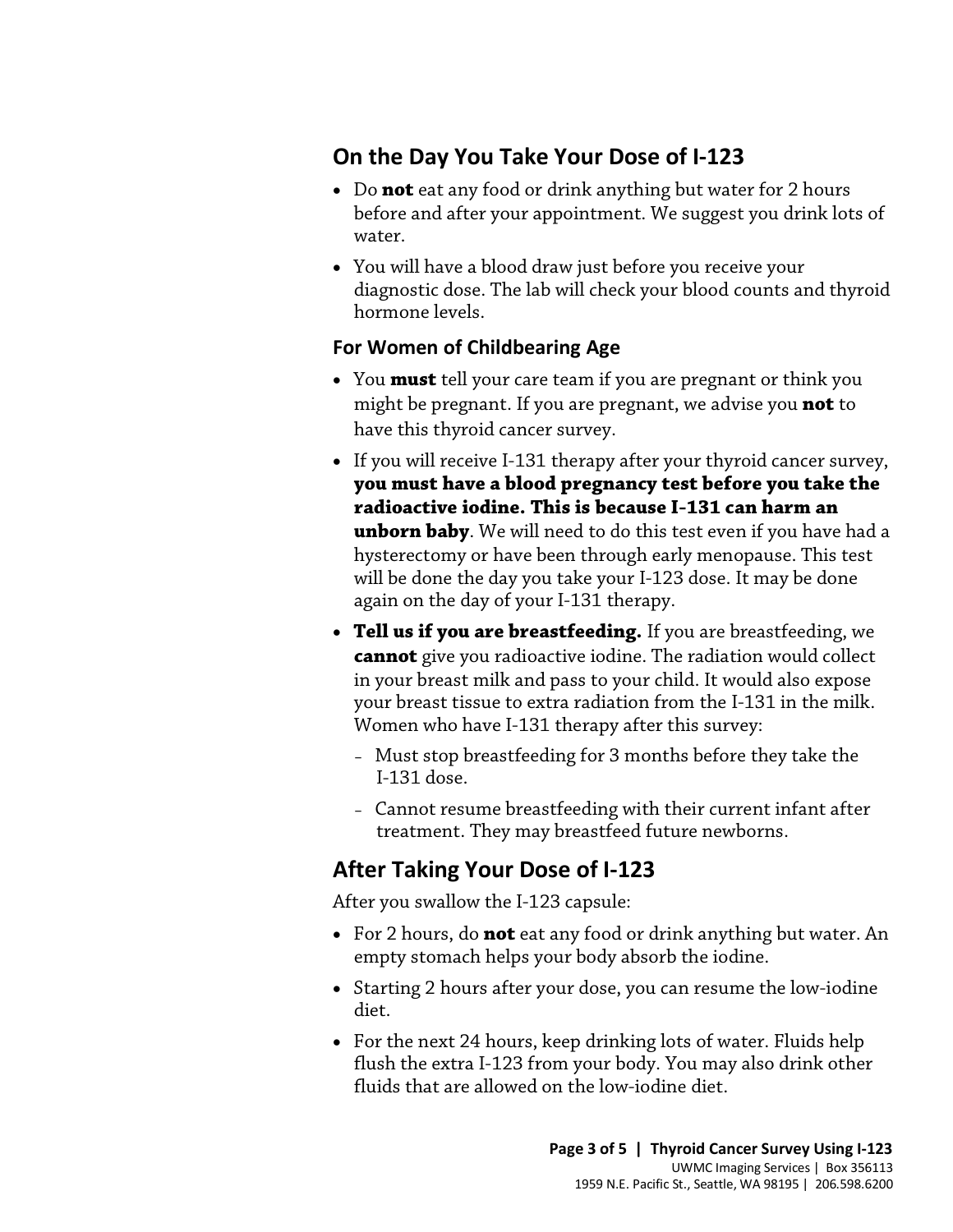## On the Day You Take Your Dose of I-123

- Do **not** eat any food or drink anything but water for 2 hours before and after your appointment. We suggest you drink lots of water.
- You will have a blood draw just before you receive your diagnostic dose. The lab will check your blood counts and thyroid hormone levels.

### For Women of Childbearing Age

- You **must** tell your care team if you are pregnant or think you might be pregnant. If you are pregnant, we advise you **not** to have this thyroid cancer survey.
- If you will receive I-131 therapy after your thyroid cancer survey, **you must have a blood pregnancy test before you take the radioactive iodine. This is because I-131 can harm an unborn baby**. We will need to do this test even if you have had a hysterectomy or have been through early menopause. This test will be done the day you take your I-123 dose. It may be done again on the day of your I-131 therapy.
- **Tell us if you are breastfeeding.** If you are breastfeeding, we **cannot** give you radioactive iodine. The radiation would collect in your breast milk and pass to your child. It would also expose your breast tissue to extra radiation from the I-131 in the milk. Women who have I-131 therapy after this survey:
  - Must stop breastfeeding for 3 months before they take the I-131 dose.
  - Cannot resume breastfeeding with their current infant after treatment. They may breastfeed future newborns.

## After Taking Your Dose of I-123

After you swallow the I-123 capsule:

- For 2 hours, do **not** eat any food or drink anything but water. An empty stomach helps your body absorb the iodine.
- Starting 2 hours after your dose, you can resume the low-iodine diet.
- For the next 24 hours, keep drinking lots of water. Fluids help flush the extra I-123 from your body. You may also drink other fluids that are allowed on the low-iodine diet.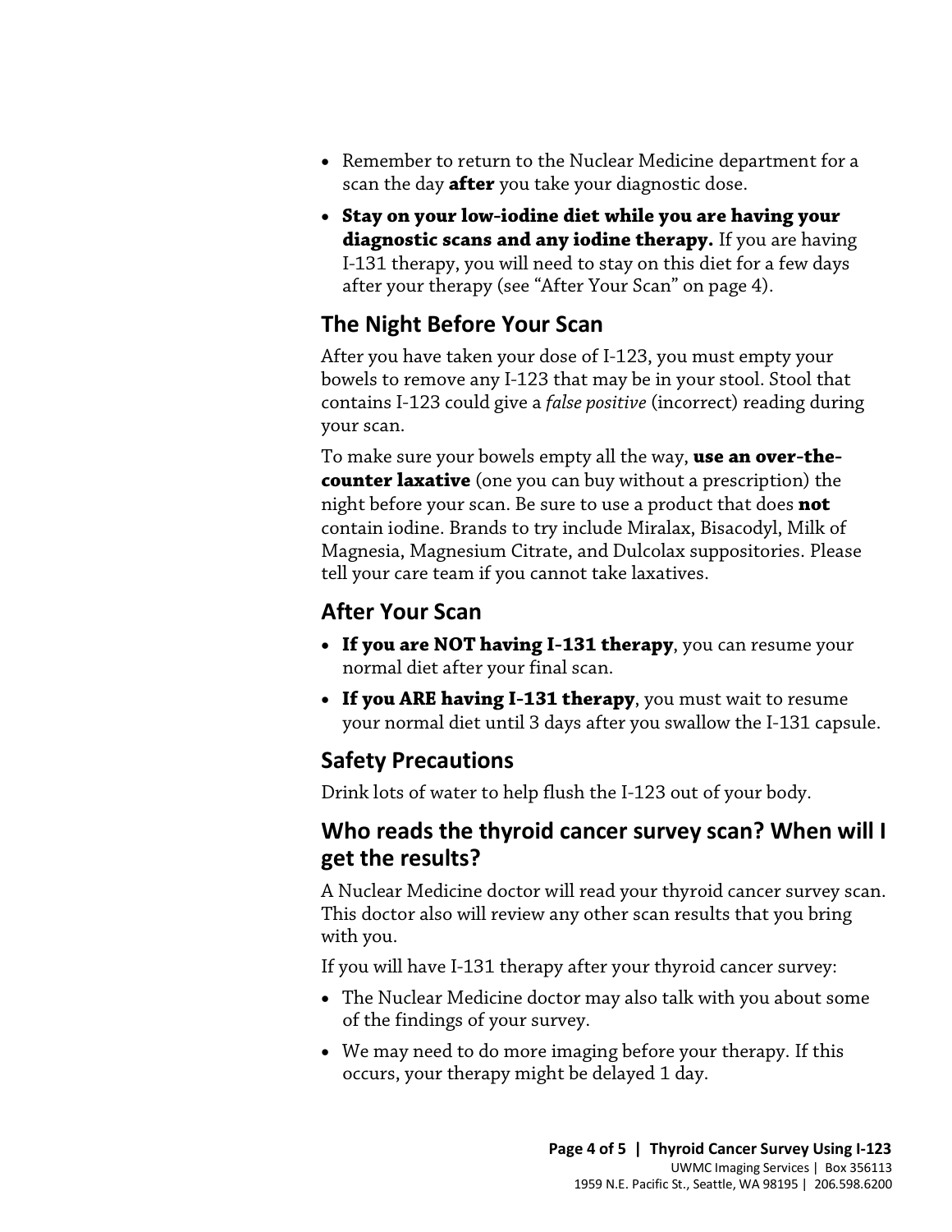- Remember to return to the Nuclear Medicine department for a scan the day **after** you take your diagnostic dose.
- **Stay on your low-iodine diet while you are having your diagnostic scans and any iodine therapy.** If you are having I-131 therapy, you will need to stay on this diet for a few days after your therapy (see "After Your Scan" on page 4).

## The Night Before Your Scan

After you have taken your dose of I-123, you must empty your bowels to remove any I-123 that may be in your stool. Stool that contains I-123 could give a *false positive* (incorrect) reading during your scan.

To make sure your bowels empty all the way, **use an over-the-counter laxative** (one you can buy without a prescription) the night before your scan. Be sure to use a product that does **not** contain iodine. Brands to try include Miralax, Bisacodyl, Milk of Magnesia, Magnesium Citrate, and Dulcolax suppositories. Please tell your care team if you cannot take laxatives.

## After Your Scan

- **If you are NOT having I-131 therapy**, you can resume your normal diet after your final scan.
- **If you ARE having I-131 therapy**, you must wait to resume your normal diet until 3 days after you swallow the I-131 capsule.

## Safety Precautions

Drink lots of water to help flush the I-123 out of your body.

## Who reads the thyroid cancer survey scan? When will I get the results?

A Nuclear Medicine doctor will read your thyroid cancer survey scan. This doctor also will review any other scan results that you bring with you.

If you will have I-131 therapy after your thyroid cancer survey:

- The Nuclear Medicine doctor may also talk with you about some of the findings of your survey.
- We may need to do more imaging before your therapy. If this occurs, your therapy might be delayed 1 day.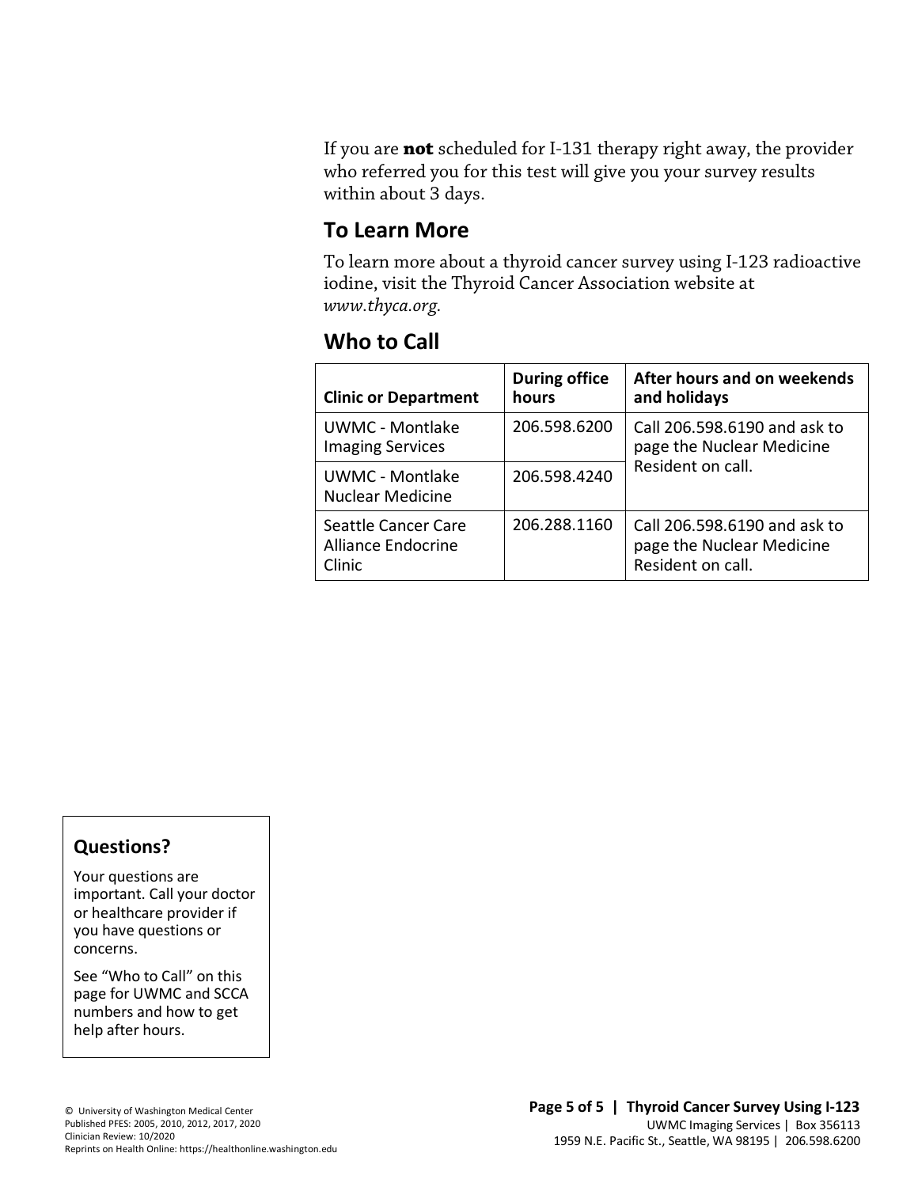If you are **not** scheduled for I-131 therapy right away, the provider who referred you for this test will give you your survey results within about 3 days.

## To Learn More

To learn more about a thyroid cancer survey using I-123 radioactive iodine, visit the Thyroid Cancer Association website at *www.thyca.org.*

## Who to Call

| Clinic or Department | During office hours | After hours and on weekends and holidays |
|---|---|---|
| UWMC - Montlake Imaging Services | 206.598.6200 | Call 206.598.6190 and ask to page the Nuclear Medicine Resident on call. |
| UWMC - Montlake Nuclear Medicine | 206.598.4240 | |
| Seattle Cancer Care Alliance Endocrine Clinic | 206.288.1160 | Call 206.598.6190 and ask to page the Nuclear Medicine Resident on call. |

### Questions?

Your questions are important. Call your doctor or healthcare provider if you have questions or concerns.

See "Who to Call" on this page for UWMC and SCCA numbers and how to get help after hours.

© University of Washington Medical Center
Published PFES: 2005, 2010, 2012, 2017, 2020
Clinician Review: 10/2020
Reprints on Health Online: https://healthonline.washington.edu

UWMC Imaging Services | Box 356113
1959 N.E. Pacific St., Seattle, WA 98195 | 206.598.6200